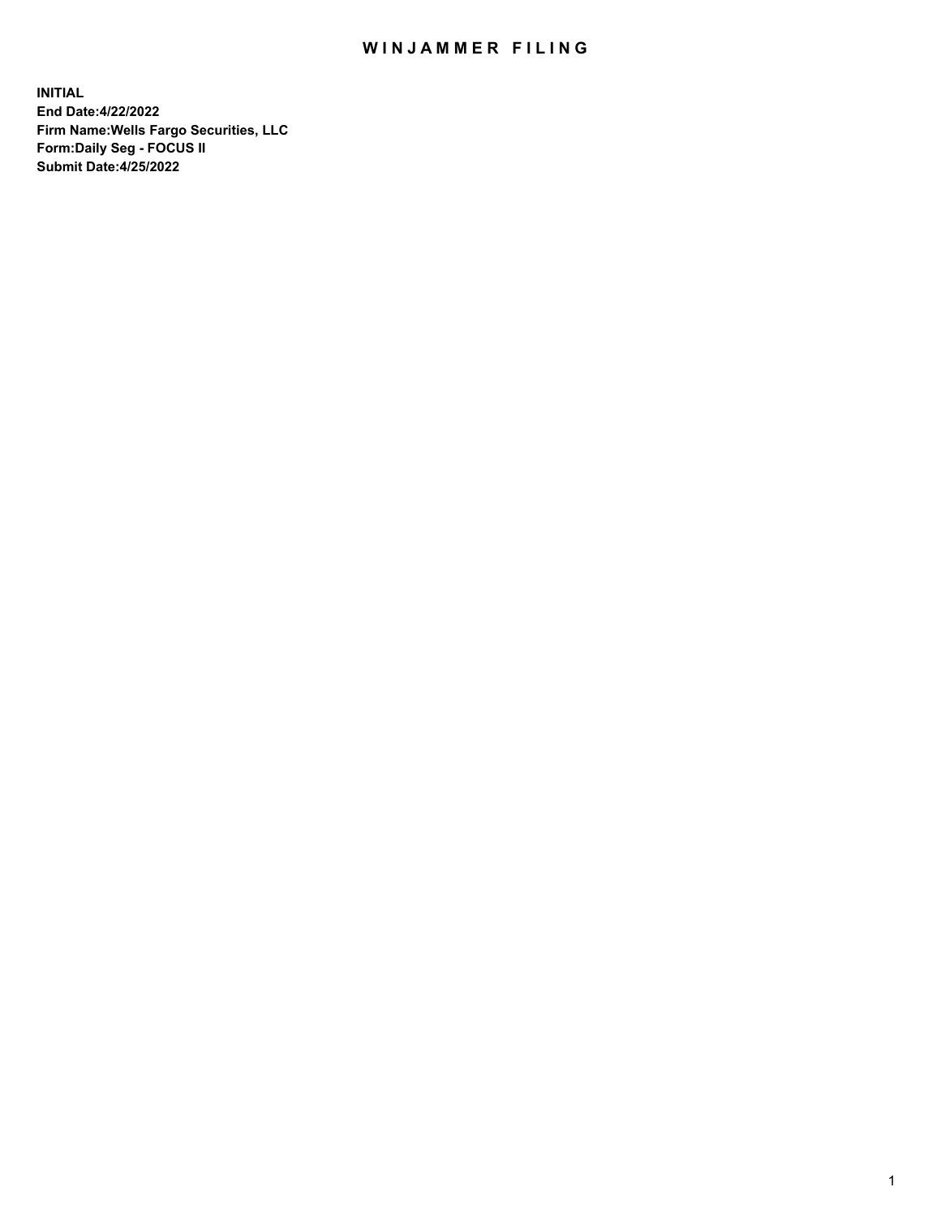# WINJAMMER FILING

**INITIAL**
**End Date:4/22/2022**
**Firm Name:Wells Fargo Securities, LLC**
**Form:Daily Seg - FOCUS II**
**Submit Date:4/25/2022**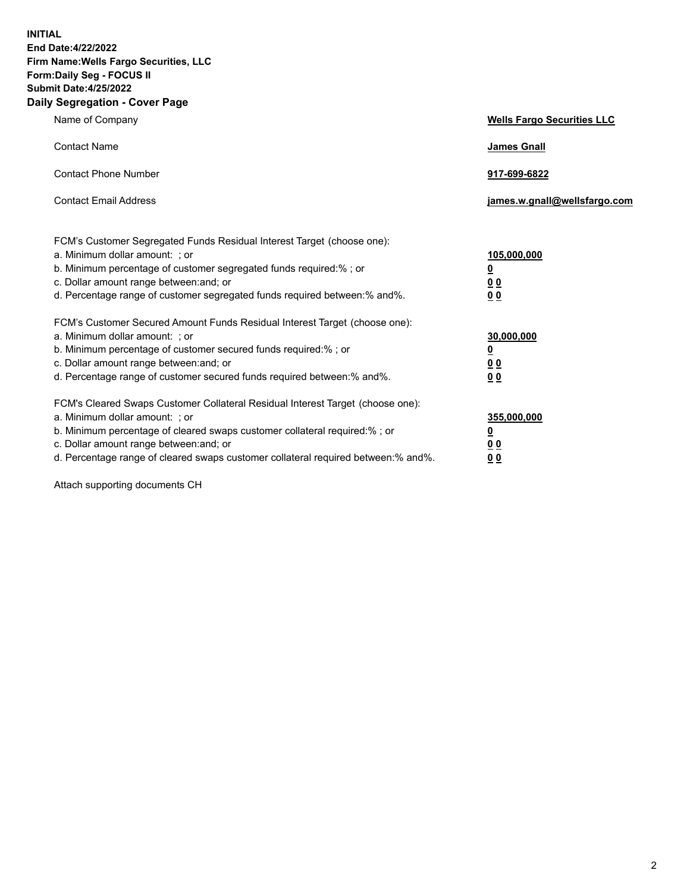**INITIAL**
**End Date:4/22/2022**
**Firm Name:Wells Fargo Securities, LLC**
**Form:Daily Seg - FOCUS II**
**Submit Date:4/25/2022**

## Daily Segregation - Cover Page

| | |
|---|---|
| Name of Company | **Wells Fargo Securities LLC** |
| Contact Name | **James Gnall** |
| Contact Phone Number | **917-699-6822** |
| Contact Email Address | **james.w.gnall@wellsfargo.com** |

| | |
|---|---|
| FCM's Customer Segregated Funds Residual Interest Target (choose one): | |
| a. Minimum dollar amount: ; or | **105,000,000** |
| b. Minimum percentage of customer segregated funds required:% ; or | **0** |
| c. Dollar amount range between:and; or | **0 0** |
| d. Percentage range of customer segregated funds required between:% and%. | **0 0** |
| FCM's Customer Secured Amount Funds Residual Interest Target (choose one): | |
| a. Minimum dollar amount: ; or | **30,000,000** |
| b. Minimum percentage of customer secured funds required:% ; or | **0** |
| c. Dollar amount range between:and; or | **0 0** |
| d. Percentage range of customer secured funds required between:% and%. | **0 0** |
| FCM's Cleared Swaps Customer Collateral Residual Interest Target (choose one): | |
| a. Minimum dollar amount: ; or | **355,000,000** |
| b. Minimum percentage of cleared swaps customer collateral required:% ; or | **0** |
| c. Dollar amount range between:and; or | **0 0** |
| d. Percentage range of cleared swaps customer collateral required between:% and%. | **0 0** |

Attach supporting documents CH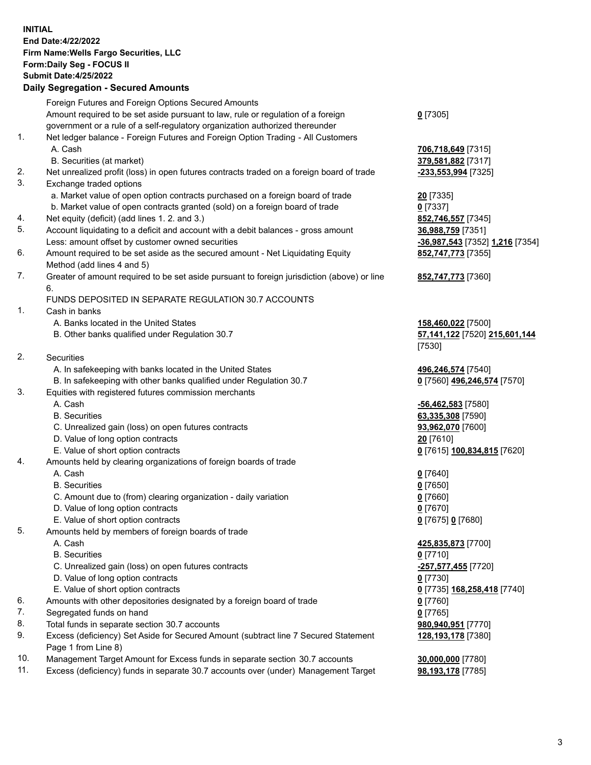**INITIAL**
**End Date:4/22/2022**
**Firm Name:Wells Fargo Securities, LLC**
**Form:Daily Seg - FOCUS II**
**Submit Date:4/25/2022**

## Daily Segregation - Secured Amounts

| | | |
|---|---|---|
| | Foreign Futures and Foreign Options Secured Amounts | |
| | Amount required to be set aside pursuant to law, rule or regulation of a foreign government or a rule of a self-regulatory organization authorized thereunder | **0** [7305] |
| 1. | Net ledger balance - Foreign Futures and Foreign Option Trading - All Customers | |
| | A. Cash | **706,718,649** [7315] |
| | B. Securities (at market) | **379,581,882** [7317] |
| 2. | Net unrealized profit (loss) in open futures contracts traded on a foreign board of trade | **-233,553,994** [7325] |
| 3. | Exchange traded options | |
| | a. Market value of open option contracts purchased on a foreign board of trade | **20** [7335] |
| | b. Market value of open contracts granted (sold) on a foreign board of trade | **0** [7337] |
| 4. | Net equity (deficit) (add lines 1. 2. and 3.) | **852,746,557** [7345] |
| 5. | Account liquidating to a deficit and account with a debit balances - gross amount | **36,988,759** [7351] |
| | Less: amount offset by customer owned securities | **-36,987,543** [7352] **1,216** [7354] |
| 6. | Amount required to be set aside as the secured amount - Net Liquidating Equity Method (add lines 4 and 5) | **852,747,773** [7355] |
| 7. | Greater of amount required to be set aside pursuant to foreign jurisdiction (above) or line 6. | **852,747,773** [7360] |
| | FUNDS DEPOSITED IN SEPARATE REGULATION 30.7 ACCOUNTS | |
| 1. | Cash in banks | |
| | A. Banks located in the United States | **158,460,022** [7500] |
| | B. Other banks qualified under Regulation 30.7 | **57,141,122** [7520] **215,601,144** [7530] |
| 2. | Securities | |
| | A. In safekeeping with banks located in the United States | **496,246,574** [7540] |
| | B. In safekeeping with other banks qualified under Regulation 30.7 | **0** [7560] **496,246,574** [7570] |
| 3. | Equities with registered futures commission merchants | |
| | A. Cash | **-56,462,583** [7580] |
| | B. Securities | **63,335,308** [7590] |
| | C. Unrealized gain (loss) on open futures contracts | **93,962,070** [7600] |
| | D. Value of long option contracts | **20** [7610] |
| | E. Value of short option contracts | **0** [7615] **100,834,815** [7620] |
| 4. | Amounts held by clearing organizations of foreign boards of trade | |
| | A. Cash | **0** [7640] |
| | B. Securities | **0** [7650] |
| | C. Amount due to (from) clearing organization - daily variation | **0** [7660] |
| | D. Value of long option contracts | **0** [7670] |
| | E. Value of short option contracts | **0** [7675] **0** [7680] |
| 5. | Amounts held by members of foreign boards of trade | |
| | A. Cash | **425,835,873** [7700] |
| | B. Securities | **0** [7710] |
| | C. Unrealized gain (loss) on open futures contracts | **-257,577,455** [7720] |
| | D. Value of long option contracts | **0** [7730] |
| | E. Value of short option contracts | **0** [7735] **168,258,418** [7740] |
| 6. | Amounts with other depositories designated by a foreign board of trade | **0** [7760] |
| 7. | Segregated funds on hand | **0** [7765] |
| 8. | Total funds in separate section 30.7 accounts | **980,940,951** [7770] |
| 9. | Excess (deficiency) Set Aside for Secured Amount (subtract line 7 Secured Statement Page 1 from Line 8) | **128,193,178** [7380] |
| 10. | Management Target Amount for Excess funds in separate section 30.7 accounts | **30,000,000** [7780] |
| 11. | Excess (deficiency) funds in separate 30.7 accounts over (under) Management Target | **98,193,178** [7785] |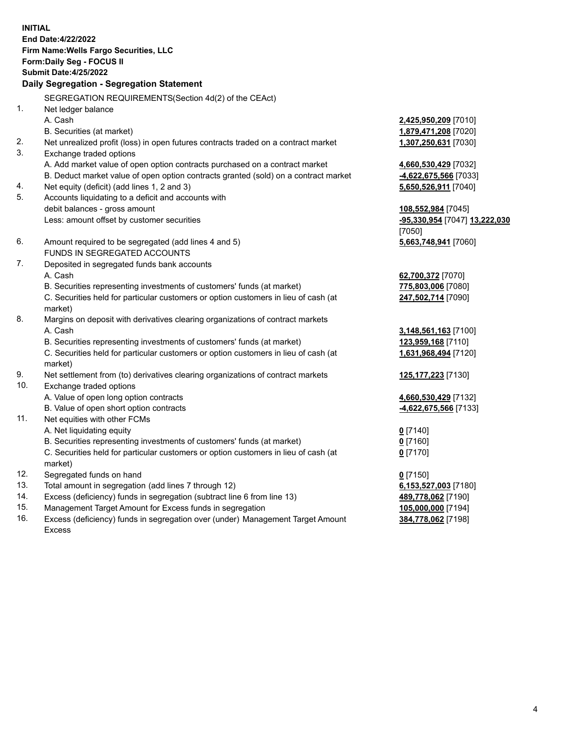**INITIAL**
**End Date:4/22/2022**
**Firm Name:Wells Fargo Securities, LLC**
**Form:Daily Seg - FOCUS II**
**Submit Date:4/25/2022**

## Daily Segregation - Segregation Statement

SEGREGATION REQUIREMENTS(Section 4d(2) of the CEAct)

| | | |
|---|---|---|
| 1. | Net ledger balance | |
| | A. Cash | **2,425,950,209** [7010] |
| | B. Securities (at market) | **1,879,471,208** [7020] |
| 2. | Net unrealized profit (loss) in open futures contracts traded on a contract market | **1,307,250,631** [7030] |
| 3. | Exchange traded options | |
| | A. Add market value of open option contracts purchased on a contract market | **4,660,530,429** [7032] |
| | B. Deduct market value of open option contracts granted (sold) on a contract market | **-4,622,675,566** [7033] |
| 4. | Net equity (deficit) (add lines 1, 2 and 3) | **5,650,526,911** [7040] |
| 5. | Accounts liquidating to a deficit and accounts with debit balances - gross amount | **108,552,984** [7045] |
| | Less: amount offset by customer securities | **-95,330,954** [7047] **13,222,030** [7050] |
| 6. | Amount required to be segregated (add lines 4 and 5) | **5,663,748,941** [7060] |
| | FUNDS IN SEGREGATED ACCOUNTS | |
| 7. | Deposited in segregated funds bank accounts | |
| | A. Cash | **62,700,372** [7070] |
| | B. Securities representing investments of customers' funds (at market) | **775,803,006** [7080] |
| | C. Securities held for particular customers or option customers in lieu of cash (at market) | **247,502,714** [7090] |
| 8. | Margins on deposit with derivatives clearing organizations of contract markets | |
| | A. Cash | **3,148,561,163** [7100] |
| | B. Securities representing investments of customers' funds (at market) | **123,959,168** [7110] |
| | C. Securities held for particular customers or option customers in lieu of cash (at market) | **1,631,968,494** [7120] |
| 9. | Net settlement from (to) derivatives clearing organizations of contract markets | **125,177,223** [7130] |
| 10. | Exchange traded options | |
| | A. Value of open long option contracts | **4,660,530,429** [7132] |
| | B. Value of open short option contracts | **-4,622,675,566** [7133] |
| 11. | Net equities with other FCMs | |
| | A. Net liquidating equity | **0** [7140] |
| | B. Securities representing investments of customers' funds (at market) | **0** [7160] |
| | C. Securities held for particular customers or option customers in lieu of cash (at market) | **0** [7170] |
| 12. | Segregated funds on hand | **0** [7150] |
| 13. | Total amount in segregation (add lines 7 through 12) | **6,153,527,003** [7180] |
| 14. | Excess (deficiency) funds in segregation (subtract line 6 from line 13) | **489,778,062** [7190] |
| 15. | Management Target Amount for Excess funds in segregation | **105,000,000** [7194] |
| 16. | Excess (deficiency) funds in segregation over (under) Management Target Amount Excess | **384,778,062** [7198] |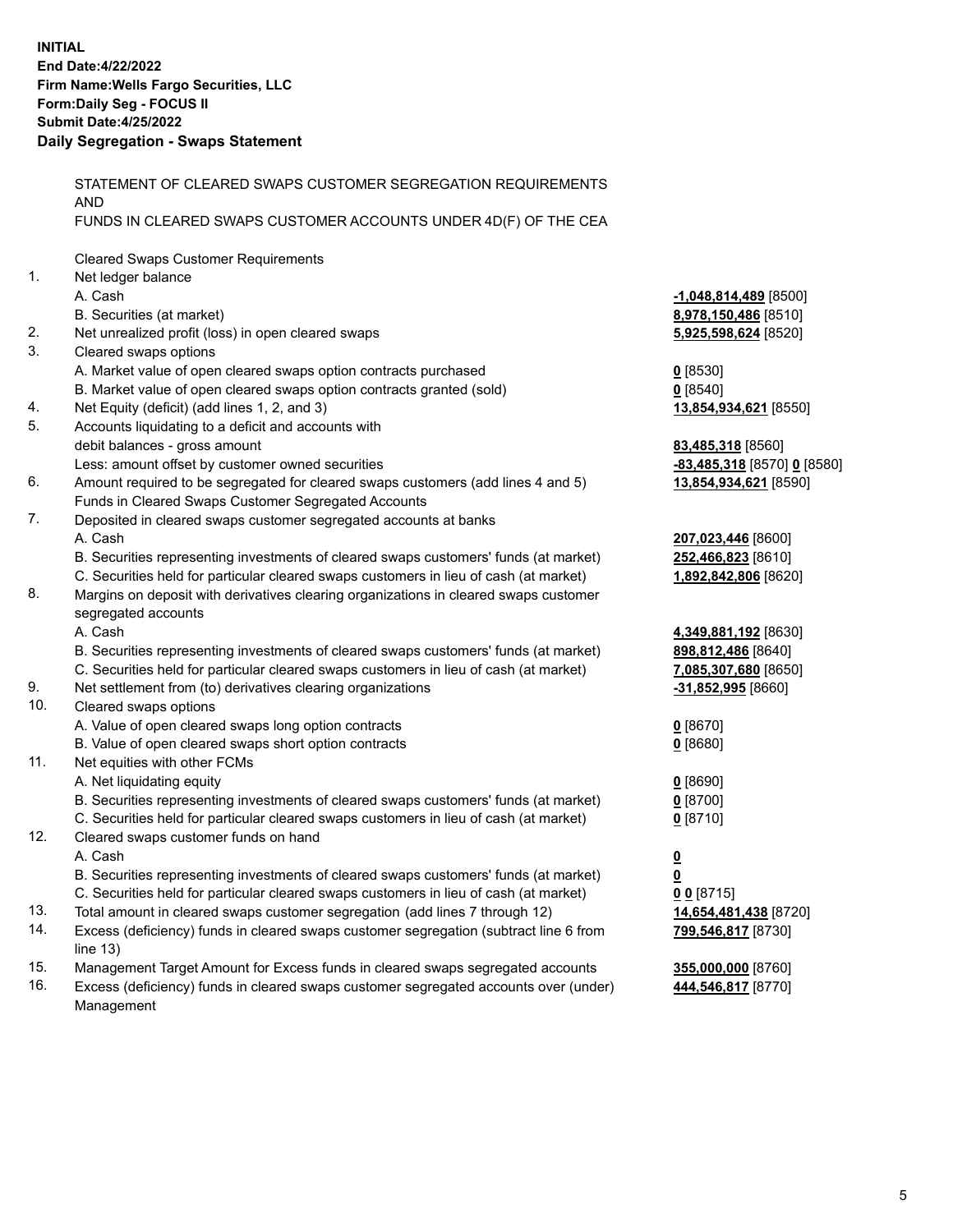**INITIAL**
**End Date:4/22/2022**
**Firm Name:Wells Fargo Securities, LLC**
**Form:Daily Seg - FOCUS II**
**Submit Date:4/25/2022**
**Daily Segregation - Swaps Statement**

STATEMENT OF CLEARED SWAPS CUSTOMER SEGREGATION REQUIREMENTS AND
FUNDS IN CLEARED SWAPS CUSTOMER ACCOUNTS UNDER 4D(F) OF THE CEA

| | | |
|---|---|---|
| | Cleared Swaps Customer Requirements | |
| 1. | Net ledger balance | |
| | A. Cash | **-1,048,814,489** [8500] |
| | B. Securities (at market) | **8,978,150,486** [8510] |
| 2. | Net unrealized profit (loss) in open cleared swaps | **5,925,598,624** [8520] |
| 3. | Cleared swaps options | |
| | A. Market value of open cleared swaps option contracts purchased | **0** [8530] |
| | B. Market value of open cleared swaps option contracts granted (sold) | **0** [8540] |
| 4. | Net Equity (deficit) (add lines 1, 2, and 3) | **13,854,934,621** [8550] |
| 5. | Accounts liquidating to a deficit and accounts with | |
| | debit balances - gross amount | **83,485,318** [8560] |
| | Less: amount offset by customer owned securities | **-83,485,318** [8570] **0** [8580] |
| 6. | Amount required to be segregated for cleared swaps customers (add lines 4 and 5) | **13,854,934,621** [8590] |
| | Funds in Cleared Swaps Customer Segregated Accounts | |
| 7. | Deposited in cleared swaps customer segregated accounts at banks | |
| | A. Cash | **207,023,446** [8600] |
| | B. Securities representing investments of cleared swaps customers' funds (at market) | **252,466,823** [8610] |
| | C. Securities held for particular cleared swaps customers in lieu of cash (at market) | **1,892,842,806** [8620] |
| 8. | Margins on deposit with derivatives clearing organizations in cleared swaps customer segregated accounts | |
| | A. Cash | **4,349,881,192** [8630] |
| | B. Securities representing investments of cleared swaps customers' funds (at market) | **898,812,486** [8640] |
| | C. Securities held for particular cleared swaps customers in lieu of cash (at market) | **7,085,307,680** [8650] |
| 9. | Net settlement from (to) derivatives clearing organizations | **-31,852,995** [8660] |
| 10. | Cleared swaps options | |
| | A. Value of open cleared swaps long option contracts | **0** [8670] |
| | B. Value of open cleared swaps short option contracts | **0** [8680] |
| 11. | Net equities with other FCMs | |
| | A. Net liquidating equity | **0** [8690] |
| | B. Securities representing investments of cleared swaps customers' funds (at market) | **0** [8700] |
| | C. Securities held for particular cleared swaps customers in lieu of cash (at market) | **0** [8710] |
| 12. | Cleared swaps customer funds on hand | |
| | A. Cash | **0** |
| | B. Securities representing investments of cleared swaps customers' funds (at market) | **0** |
| | C. Securities held for particular cleared swaps customers in lieu of cash (at market) | **0** **0** [8715] |
| 13. | Total amount in cleared swaps customer segregation (add lines 7 through 12) | **14,654,481,438** [8720] |
| 14. | Excess (deficiency) funds in cleared swaps customer segregation (subtract line 6 from line 13) | **799,546,817** [8730] |
| 15. | Management Target Amount for Excess funds in cleared swaps segregated accounts | **355,000,000** [8760] |
| 16. | Excess (deficiency) funds in cleared swaps customer segregated accounts over (under) Management | **444,546,817** [8770] |